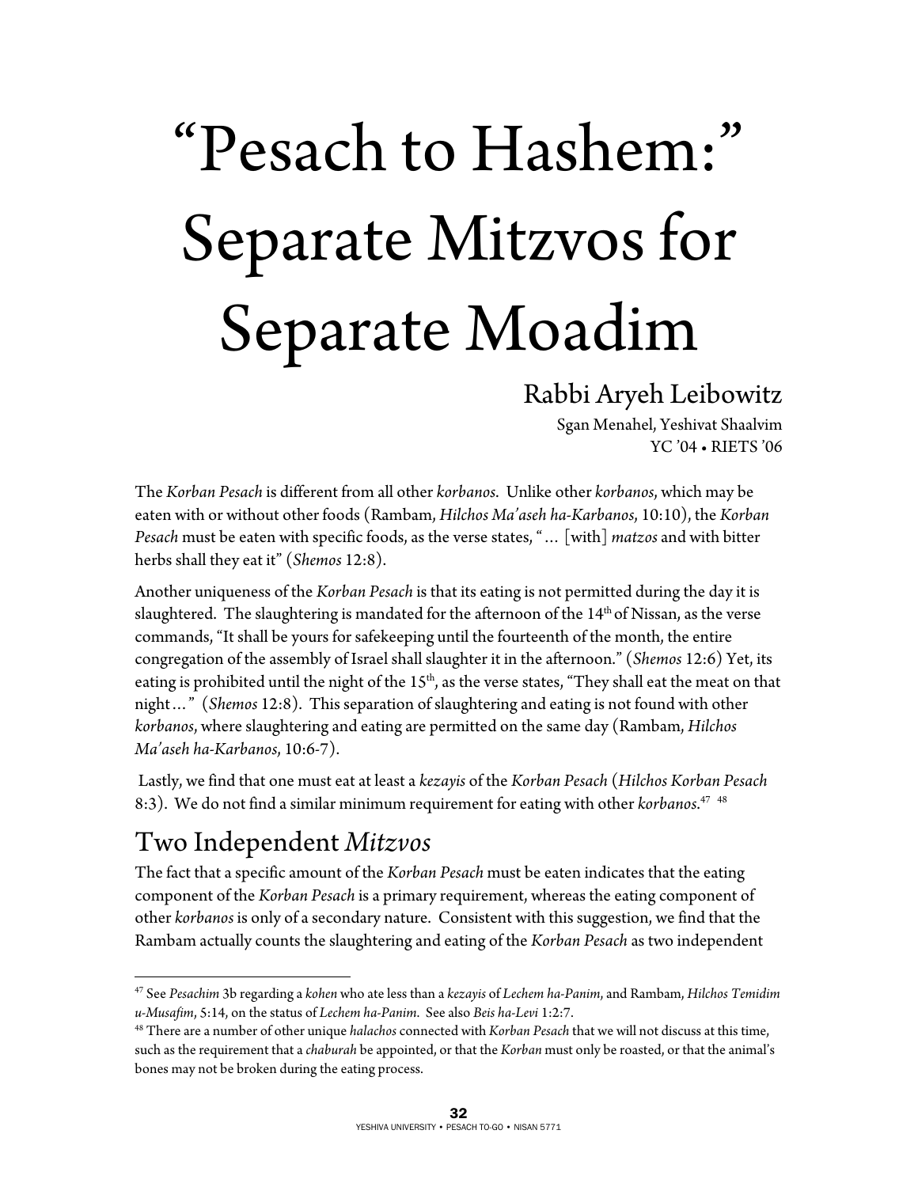# "Pesach to Hashem:" Separate Mitzvos for Separate Moadim

Rabbi Aryeh Leibowitz

Sgan Menahel, Yeshivat Shaalvim

YC '04 • RIETS '06

The *Korban Pesach* is different from all other *korbanos*. Unlike other *korbanos*, which may be eaten with or without other foods (Rambam, *Hilchos Ma'aseh ha-Karbanos*, 10:10), the *Korban Pesach* must be eaten with specific foods, as the verse states, "… [with] *matzos* and with bitter herbs shall they eat it" (*Shemos* 12:8).

Another uniqueness of the *Korban Pesach* is that its eating is not permitted during the day it is slaughtered. The slaughtering is mandated for the afternoon of the 14th of Nissan, as the verse commands, "It shall be yours for safekeeping until the fourteenth of the month, the entire congregation of the assembly of Israel shall slaughter it in the afternoon." (*Shemos* 12:6) Yet, its eating is prohibited until the night of the 15th, as the verse states, "They shall eat the meat on that night…" (*Shemos* 12:8). This separation of slaughtering and eating is not found with other *korbanos*, where slaughtering and eating are permitted on the same day (Rambam, *Hilchos Ma'aseh ha-Karbanos*, 10:6-7).

Lastly, we find that one must eat at least a *kezayis* of the *Korban Pesach* (*Hilchos Korban Pesach* 8:3). We do not find a similar minimum requirement for eating with other *korbanos*.[47] [48]

## Two Independent *Mitzvos*

The fact that a specific amount of the *Korban Pesach* must be eaten indicates that the eating component of the *Korban Pesach* is a primary requirement, whereas the eating component of other *korbanos* is only of a secondary nature. Consistent with this suggestion, we find that the Rambam actually counts the slaughtering and eating of the *Korban Pesach* as two independent

---

[47] See *Pesachim* 3b regarding a *kohen* who ate less than a *kezayis* of *Lechem ha-Panim*, and Rambam, *Hilchos Temidim u-Musafim*, 5:14, on the status of *Lechem ha-Panim*. See also *Beis ha-Levi* 1:2:7.

[48] There are a number of other unique *halachos* connected with *Korban Pesach* that we will not discuss at this time, such as the requirement that a *chaburah* be appointed, or that the *Korban* must only be roasted, or that the animal's bones may not be broken during the eating process.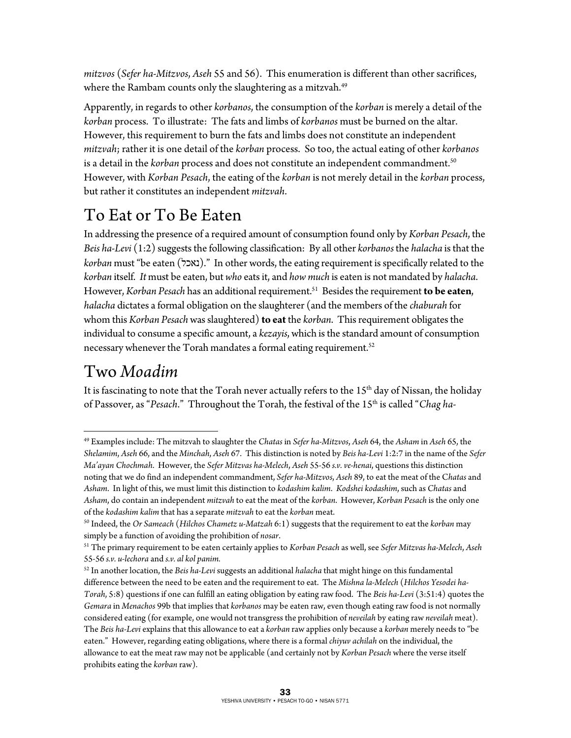*mitzvos* (*Sefer ha-Mitzvos*, *Aseh* 55 and 56). This enumeration is different than other sacrifices, where the Rambam counts only the slaughtering as a mitzvah.[49]

Apparently, in regards to other *korbanos*, the consumption of the *korban* is merely a detail of the *korban* process. To illustrate: The fats and limbs of *korbanos* must be burned on the altar. However, this requirement to burn the fats and limbs does not constitute an independent *mitzvah*; rather it is one detail of the *korban* process. So too, the actual eating of other *korbanos* is a detail in the *korban* process and does not constitute an independent commandment.[50] However, with *Korban Pesach*, the eating of the *korban* is not merely detail in the *korban* process, but rather it constitutes an independent *mitzvah*.

## To Eat or To Be Eaten

In addressing the presence of a required amount of consumption found only by *Korban Pesach*, the *Beis ha-Levi* (1:2) suggests the following classification: By all other *korbanos* the *halacha* is that the *korban* must "be eaten (נאכל)." In other words, the eating requirement is specifically related to the *korban* itself. *It* must be eaten, but *who* eats it, and *how much* is eaten is not mandated by *halacha*. However, *Korban Pesach* has an additional requirement.[51] Besides the requirement **to be eaten**, *halacha* dictates a formal obligation on the slaughterer (and the members of the *chaburah* for whom this *Korban Pesach* was slaughtered) **to eat** the *korban*. This requirement obligates the individual to consume a specific amount, a *kezayis*, which is the standard amount of consumption necessary whenever the Torah mandates a formal eating requirement.[52]

## Two *Moadim*

It is fascinating to note that the Torah never actually refers to the 15th day of Nissan, the holiday of Passover, as "*Pesach*." Throughout the Torah, the festival of the 15th is called "*Chag ha-*

---

[49] Examples include: The mitzvah to slaughter the *Chatas* in *Sefer ha-Mitzvos*, *Aseh* 64, the *Asham* in *Aseh* 65, the *Shelamim*, *Aseh* 66, and the *Minchah*, *Aseh* 67. This distinction is noted by *Beis ha-Levi* 1:2:7 in the name of the *Sefer Ma'ayan Chochmah*. However, the *Sefer Mitzvas ha-Melech*, *Aseh* 55-56 *s.v. ve-henai*, questions this distinction noting that we do find an independent commandment, *Sefer ha-Mitzvos*, *Aseh* 89, to eat the meat of the *Chatas* and *Asham*. In light of this, we must limit this distinction to *kodashim kalim*. *Kodshei kodashim*, such as *Chatas* and *Asham*, do contain an independent *mitzvah* to eat the meat of the *korban*. However, *Korban Pesach* is the only one of the *kodashim kalim* that has a separate *mitzvah* to eat the *korban* meat.

[50] Indeed, the *Or Sameach* (*Hilchos Chametz u-Matzah* 6:1) suggests that the requirement to eat the *korban* may simply be a function of avoiding the prohibition of *nosar*.

[51] The primary requirement to be eaten certainly applies to *Korban Pesach* as well, see *Sefer Mitzvas ha-Melech*, *Aseh* 55-56 *s.v. u-lechora* and *s.v. al kol panim.*

[52] In another location, the *Beis ha-Levi* suggests an additional *halacha* that might hinge on this fundamental difference between the need to be eaten and the requirement to eat. The *Mishna la-Melech* (*Hilchos Yesodei ha-Torah*, 5:8) questions if one can fulfill an eating obligation by eating raw food. The *Beis ha-Levi* (3:51:4) quotes the *Gemara* in *Menachos* 99b that implies that *korbanos* may be eaten raw, even though eating raw food is not normally considered eating (for example, one would not transgress the prohibition of *neveilah* by eating raw *neveilah* meat). The *Beis ha-Levi* explains that this allowance to eat a *korban* raw applies only because a *korban* merely needs to "be eaten." However, regarding eating obligations, where there is a formal *chiyuv achilah* on the individual, the allowance to eat the meat raw may not be applicable (and certainly not by *Korban Pesach* where the verse itself prohibits eating the *korban* raw).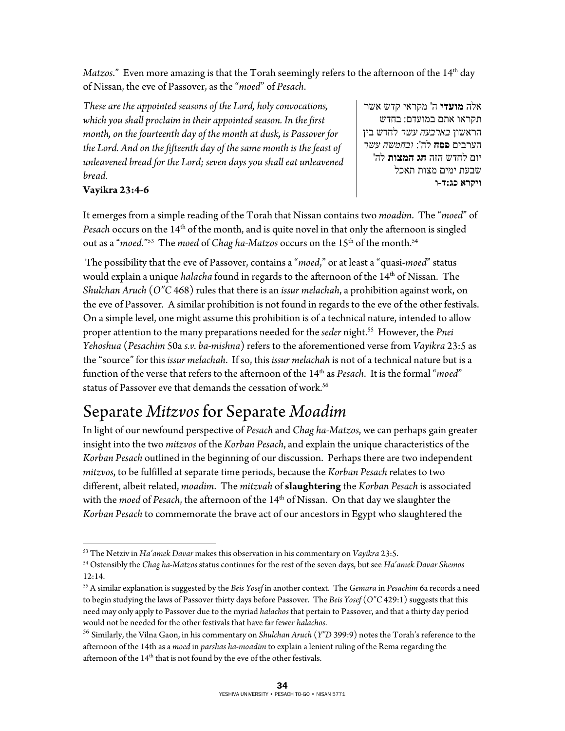*Matzos*." Even more amazing is that the Torah seemingly refers to the afternoon of the 14th day of Nissan, the eve of Passover, as the "*moed*" of *Pesach*.

*These are the appointed seasons of the Lord, holy convocations, which you shall proclaim in their appointed season. In the first month, on the fourteenth day of the month at dusk, is Passover for the Lord. And on the fifteenth day of the same month is the feast of unleavened bread for the Lord; seven days you shall eat unleavened bread.*
**Vayikra 23:4-6**

אלה **מועדי** ה' מקראי קדש אשר תקראו אתם במועדם: בחדש הראשון *בארבעה עשר* לחדש בין הערבים **פסח** לה': *ובחמשה עשר* יום לחדש הזה **חג המצות** לה' שבעת ימים מצות תאכל
**ויקרא כג:ד-ו**

It emerges from a simple reading of the Torah that Nissan contains two *moadim*. The "*moed*" of *Pesach* occurs on the 14th of the month, and is quite novel in that only the afternoon is singled out as a "*moed*."[53] The *moed* of *Chag ha-Matzos* occurs on the 15th of the month.[54]

The possibility that the eve of Passover, contains a "*moed*," or at least a "quasi-*moed*" status would explain a unique *halacha* found in regards to the afternoon of the 14th of Nissan. The *Shulchan Aruch* (*O"C* 468) rules that there is an *issur melachah*, a prohibition against work, on the eve of Passover. A similar prohibition is not found in regards to the eve of the other festivals. On a simple level, one might assume this prohibition is of a technical nature, intended to allow proper attention to the many preparations needed for the *seder* night.[55] However, the *Pnei Yehoshua* (*Pesachim* 50a *s.v. ba-mishna*) refers to the aforementioned verse from *Vayikra* 23:5 as the "source" for this *issur melachah*. If so, this *issur melachah* is not of a technical nature but is a function of the verse that refers to the afternoon of the 14th as *Pesach*. It is the formal "*moed*" status of Passover eve that demands the cessation of work.[56]

# Separate *Mitzvos* for Separate *Moadim*

In light of our newfound perspective of *Pesach* and *Chag ha-Matzos*, we can perhaps gain greater insight into the two *mitzvos* of the *Korban Pesach*, and explain the unique characteristics of the *Korban Pesach* outlined in the beginning of our discussion. Perhaps there are two independent *mitzvos*, to be fulfilled at separate time periods, because the *Korban Pesach* relates to two different, albeit related, *moadim*. The *mitzvah* of **slaughtering** the *Korban Pesach* is associated with the *moed* of *Pesach*, the afternoon of the 14th of Nissan. On that day we slaughter the *Korban Pesach* to commemorate the brave act of our ancestors in Egypt who slaughtered the

---

[53] The Netziv in *Ha'amek Davar* makes this observation in his commentary on *Vayikra* 23:5.

[54] Ostensibly the *Chag ha-Matzos* status continues for the rest of the seven days, but see *Ha'amek Davar Shemos* 12:14.

[55] A similar explanation is suggested by the *Beis Yosef* in another context. The *Gemara* in *Pesachim* 6a records a need to begin studying the laws of Passover thirty days before Passover. The *Beis Yosef* (*O"C* 429:1) suggests that this need may only apply to Passover due to the myriad *halachos* that pertain to Passover, and that a thirty day period would not be needed for the other festivals that have far fewer *halachos*.

[56] Similarly, the Vilna Gaon, in his commentary on *Shulchan Aruch* (*Y"D* 399:9) notes the Torah's reference to the afternoon of the 14th as a *moed* in *parshas ha-moadim* to explain a lenient ruling of the Rema regarding the afternoon of the 14th that is not found by the eve of the other festivals.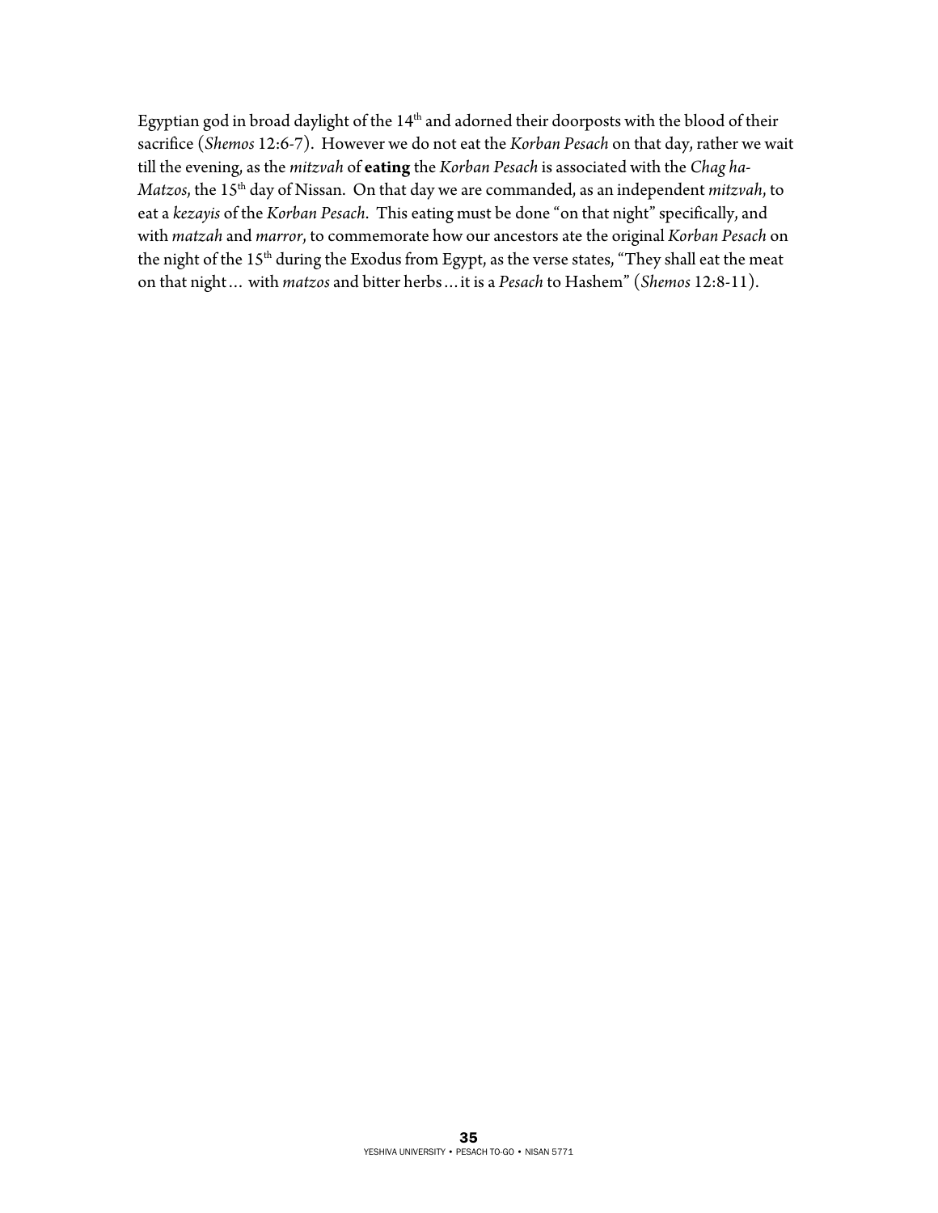Egyptian god in broad daylight of the 14th and adorned their doorposts with the blood of their sacrifice (*Shemos* 12:6-7). However we do not eat the *Korban Pesach* on that day, rather we wait till the evening, as the *mitzvah* of **eating** the *Korban Pesach* is associated with the *Chag ha-Matzos*, the 15th day of Nissan. On that day we are commanded, as an independent *mitzvah*, to eat a *kezayis* of the *Korban Pesach*. This eating must be done "on that night" specifically, and with *matzah* and *marror*, to commemorate how our ancestors ate the original *Korban Pesach* on the night of the 15th during the Exodus from Egypt, as the verse states, "They shall eat the meat on that night… with *matzos* and bitter herbs…it is a *Pesach* to Hashem" (*Shemos* 12:8-11).